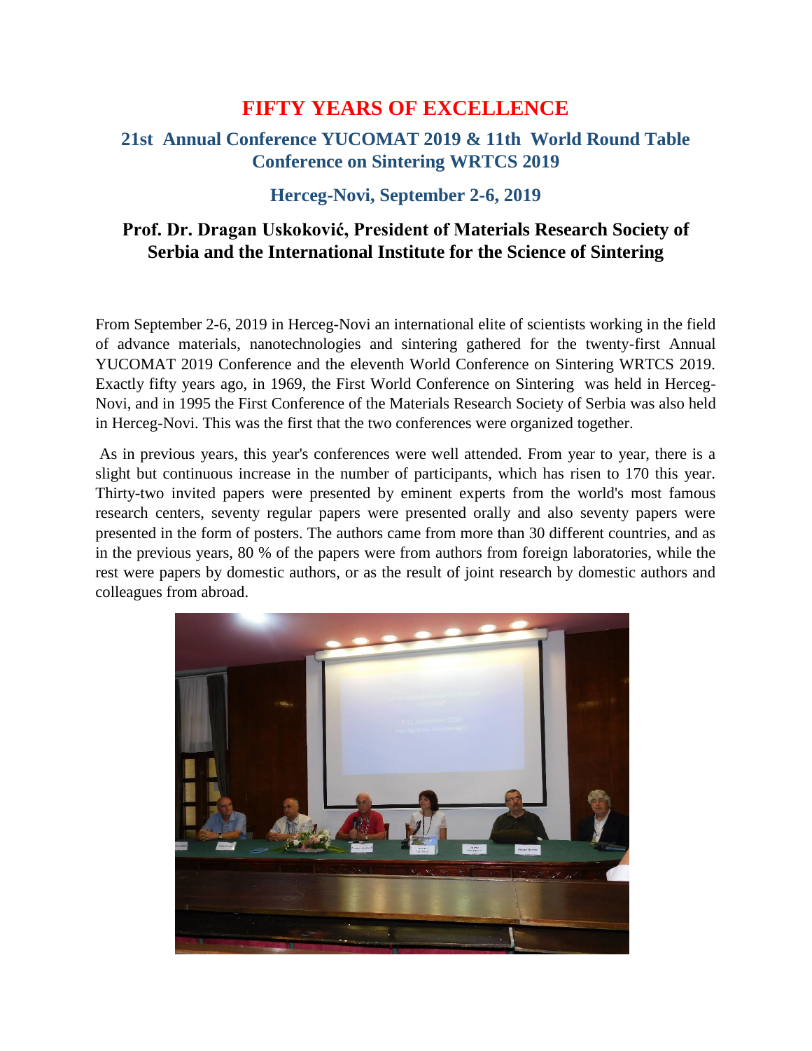# FIFTY YEARS OF EXCELLENCE

## 21st Annual Conference YUCOMAT 2019 & 11th World Round Table Conference on Sintering WRTCS 2019

## Herceg-Novi, September 2-6, 2019

### Prof. Dr. Dragan Usković, President of Materials Research Society of Serbia and the International Institute for the Science of Sintering

From September 2-6, 2019 in Herceg-Novi an international elite of scientists working in the field of advance materials, nanotechnologies and sintering gathered for the twenty-first Annual YUCOMAT 2019 Conference and the eleventh World Conference on Sintering WRTCS 2019. Exactly fifty years ago, in 1969, the First World Conference on Sintering was held in Herceg-Novi, and in 1995 the First Conference of the Materials Research Society of Serbia was also held in Herceg-Novi. This was the first that the two conferences were organized together.

As in previous years, this year's conferences were well attended. From year to year, there is a slight but continuous increase in the number of participants, which has risen to 170 this year. Thirty-two invited papers were presented by eminent experts from the world's most famous research centers, seventy regular papers were presented orally and also seventy papers were presented in the form of posters. The authors came from more than 30 different countries, and as in the previous years, 80 % of the papers were from authors from foreign laboratories, while the rest were papers by domestic authors, or as the result of joint research by domestic authors and colleagues from abroad.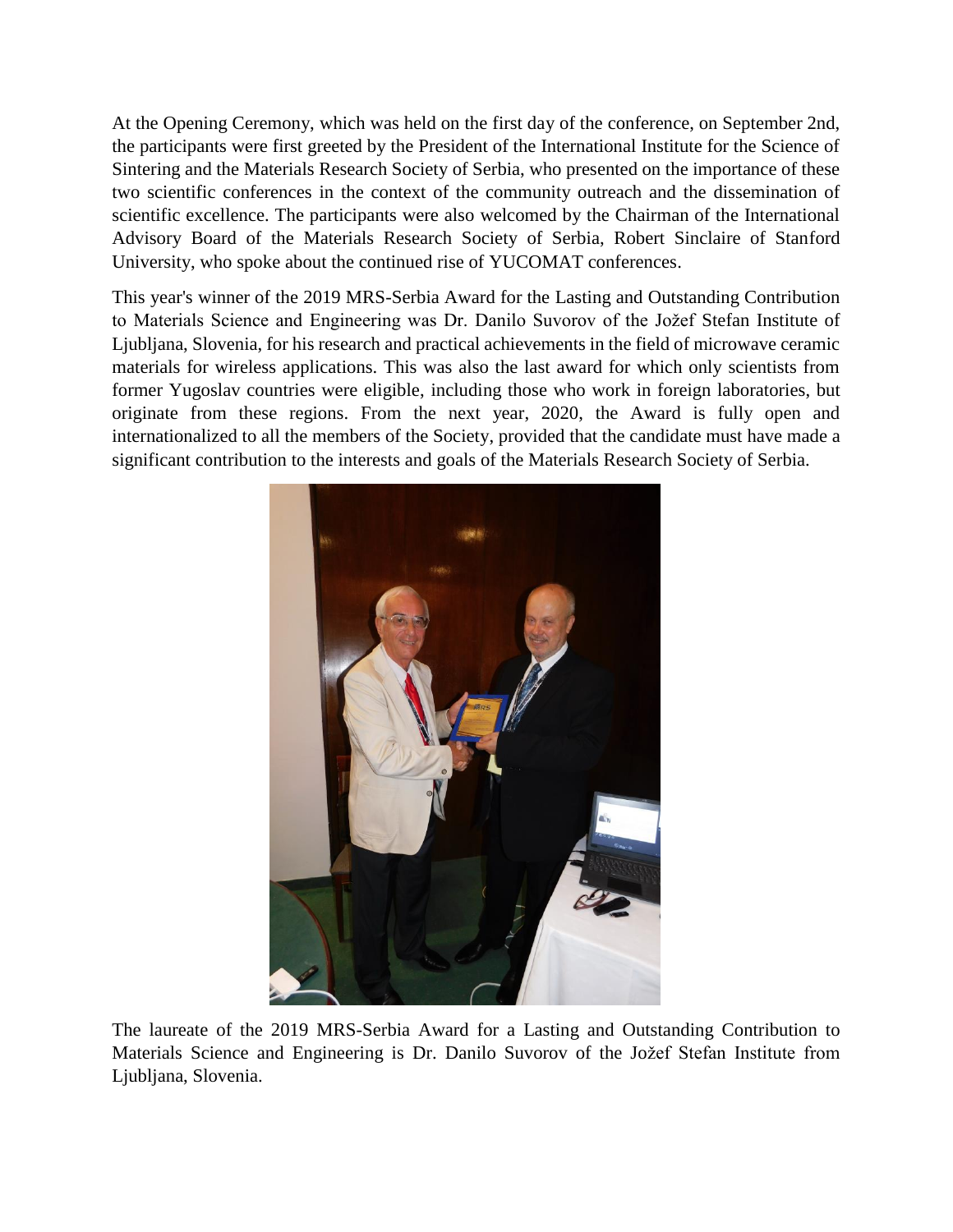At the Opening Ceremony, which was held on the first day of the conference, on September 2nd, the participants were first greeted by the President of the International Institute for the Science of Sintering and the Materials Research Society of Serbia, who presented on the importance of these two scientific conferences in the context of the community outreach and the dissemination of scientific excellence. The participants were also welcomed by the Chairman of the International Advisory Board of the Materials Research Society of Serbia, Robert Sinclaire of Stanford University, who spoke about the continued rise of YUCOMAT conferences.

This year's winner of the 2019 MRS-Serbia Award for the Lasting and Outstanding Contribution to Materials Science and Engineering was Dr. Danilo Suvorov of the Jožef Stefan Institute of Ljubljana, Slovenia, for his research and practical achievements in the field of microwave ceramic materials for wireless applications. This was also the last award for which only scientists from former Yugoslav countries were eligible, including those who work in foreign laboratories, but originate from these regions. From the next year, 2020, the Award is fully open and internationalized to all the members of the Society, provided that the candidate must have made a significant contribution to the interests and goals of the Materials Research Society of Serbia.

The laureate of the 2019 MRS-Serbia Award for a Lasting and Outstanding Contribution to Materials Science and Engineering is Dr. Danilo Suvorov of the Jožef Stefan Institute from Ljubljana, Slovenia.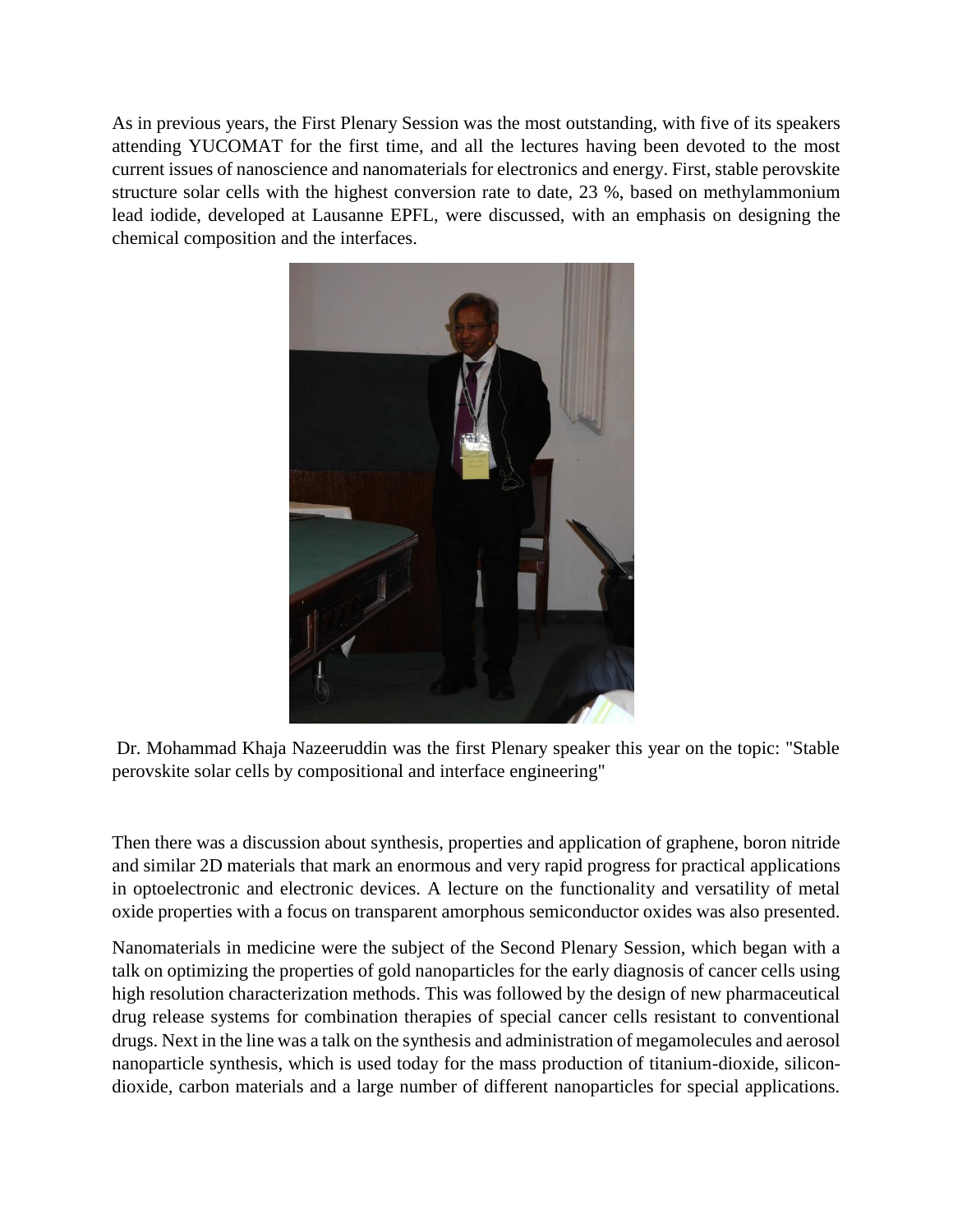As in previous years, the First Plenary Session was the most outstanding, with five of its speakers attending YUCOMAT for the first time, and all the lectures having been devoted to the most current issues of nanoscience and nanomaterials for electronics and energy. First, stable perovskite structure solar cells with the highest conversion rate to date, 23 %, based on methylammonium lead iodide, developed at Lausanne EPFL, were discussed, with an emphasis on designing the chemical composition and the interfaces.

Dr. Mohammad Khaja Nazeeruddin was the first Plenary speaker this year on the topic: "Stable perovskite solar cells by compositional and interface engineering"

Then there was a discussion about synthesis, properties and application of graphene, boron nitride and similar 2D materials that mark an enormous and very rapid progress for practical applications in optoelectronic and electronic devices. A lecture on the functionality and versatility of metal oxide properties with a focus on transparent amorphous semiconductor oxides was also presented.

Nanomaterials in medicine were the subject of the Second Plenary Session, which began with a talk on optimizing the properties of gold nanoparticles for the early diagnosis of cancer cells using high resolution characterization methods. This was followed by the design of new pharmaceutical drug release systems for combination therapies of special cancer cells resistant to conventional drugs. Next in the line was a talk on the synthesis and administration of megamolecules and aerosol nanoparticle synthesis, which is used today for the mass production of titanium-dioxide, silicon-dioxide, carbon materials and a large number of different nanoparticles for special applications.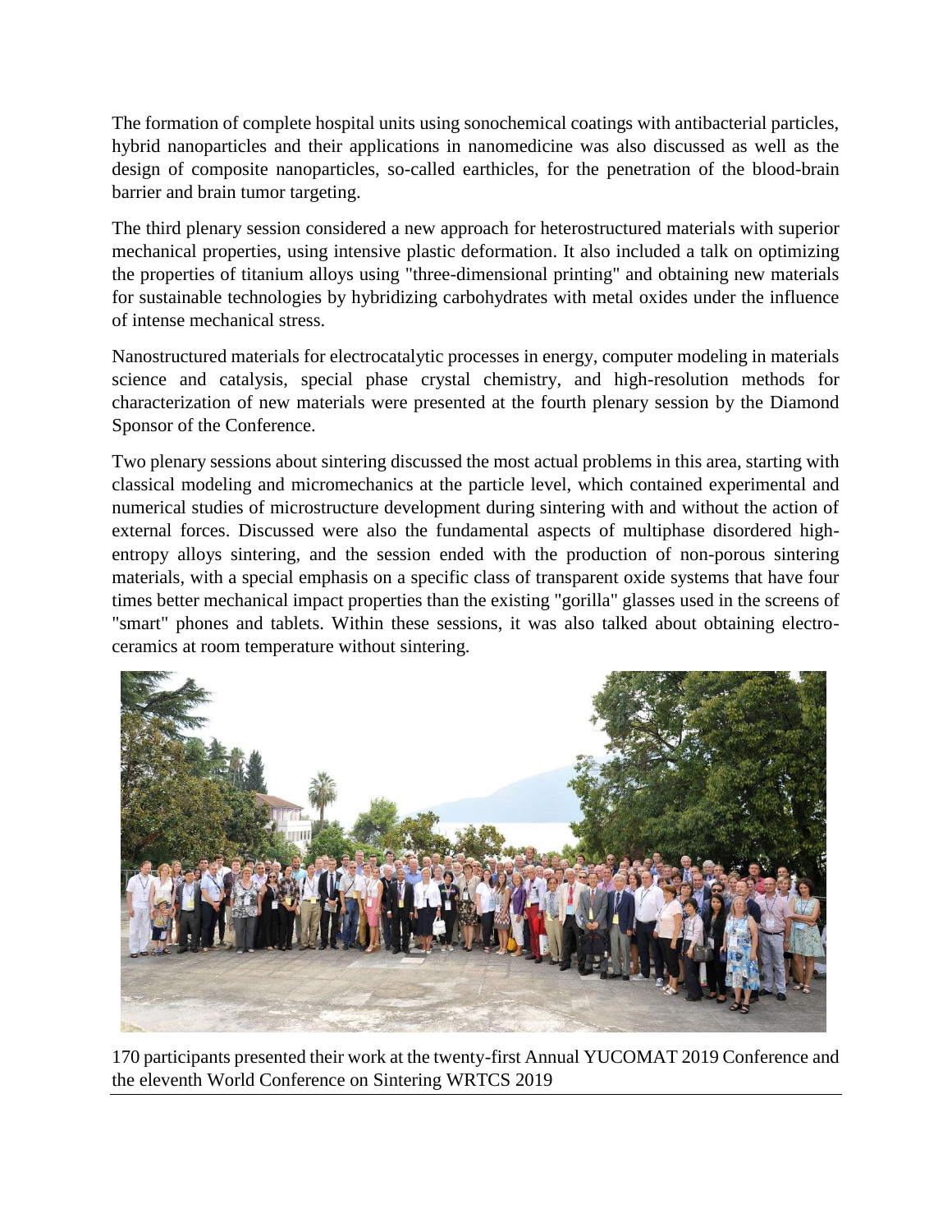The formation of complete hospital units using sonochemical coatings with antibacterial particles, hybrid nanoparticles and their applications in nanomedicine was also discussed as well as the design of composite nanoparticles, so-called earthicles, for the penetration of the blood-brain barrier and brain tumor targeting.

The third plenary session considered a new approach for heterostructured materials with superior mechanical properties, using intensive plastic deformation. It also included a talk on optimizing the properties of titanium alloys using "three-dimensional printing" and obtaining new materials for sustainable technologies by hybridizing carbohydrates with metal oxides under the influence of intense mechanical stress.

Nanostructured materials for electrocatalytic processes in energy, computer modeling in materials science and catalysis, special phase crystal chemistry, and high-resolution methods for characterization of new materials were presented at the fourth plenary session by the Diamond Sponsor of the Conference.

Two plenary sessions about sintering discussed the most actual problems in this area, starting with classical modeling and micromechanics at the particle level, which contained experimental and numerical studies of microstructure development during sintering with and without the action of external forces. Discussed were also the fundamental aspects of multiphase disordered high-entropy alloys sintering, and the session ended with the production of non-porous sintering materials, with a special emphasis on a specific class of transparent oxide systems that have four times better mechanical impact properties than the existing "gorilla" glasses used in the screens of "smart" phones and tablets. Within these sessions, it was also talked about obtaining electro-ceramics at room temperature without sintering.

170 participants presented their work at the twenty-first Annual YUCOMAT 2019 Conference and the eleventh World Conference on Sintering WRTCS 2019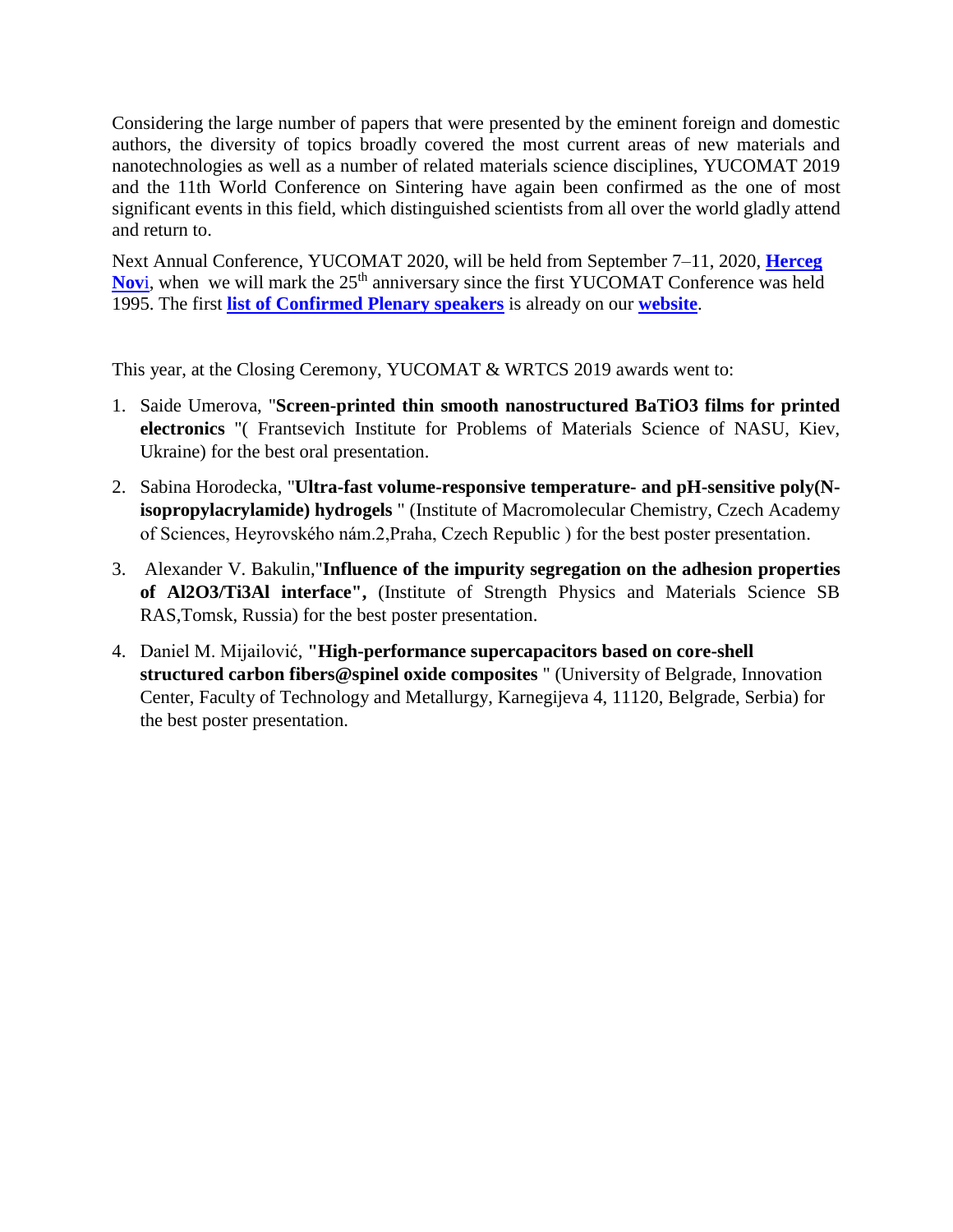Considering the large number of papers that were presented by the eminent foreign and domestic authors, the diversity of topics broadly covered the most current areas of new materials and nanotechnologies as well as a number of related materials science disciplines, YUCOMAT 2019 and the 11th World Conference on Sintering have again been confirmed as the one of most significant events in this field, which distinguished scientists from all over the world gladly attend and return to.

Next Annual Conference, YUCOMAT 2020, will be held from September 7–11, 2020, **Herceg Novi**, when we will mark the 25th anniversary since the first YUCOMAT Conference was held 1995. The first **list of Confirmed Plenary speakers** is already on our **website**.

This year, at the Closing Ceremony, YUCOMAT & WRTCS 2019 awards went to:

1. Saide Umerova, "**Screen-printed thin smooth nanostructured $BaTiO_3$ films for printed electronics** "( Frantsevich Institute for Problems of Materials Science of NASU, Kiev, Ukraine) for the best oral presentation.
2. Sabina Horodecka, "**Ultra-fast volume-responsive temperature- and pH-sensitive poly(N-isopropylacrylamide) hydrogels** " (Institute of Macromolecular Chemistry, Czech Academy of Sciences, Heyrovského nám.2,Praha, Czech Republic ) for the best poster presentation.
3. Alexander V. Bakulin,"**Influence of the impurity segregation on the adhesion properties of $Al_2O_3/Ti_3Al$ interface",** (Institute of Strength Physics and Materials Science SB RAS,Tomsk, Russia) for the best poster presentation.
4. Daniel M. Mijailović, **"High-performance supercapacitors based on core-shell structured carbon fibers@spinel oxide composites** " (University of Belgrade, Innovation Center, Faculty of Technology and Metallurgy, Karnegijeva 4, 11120, Belgrade, Serbia) for the best poster presentation.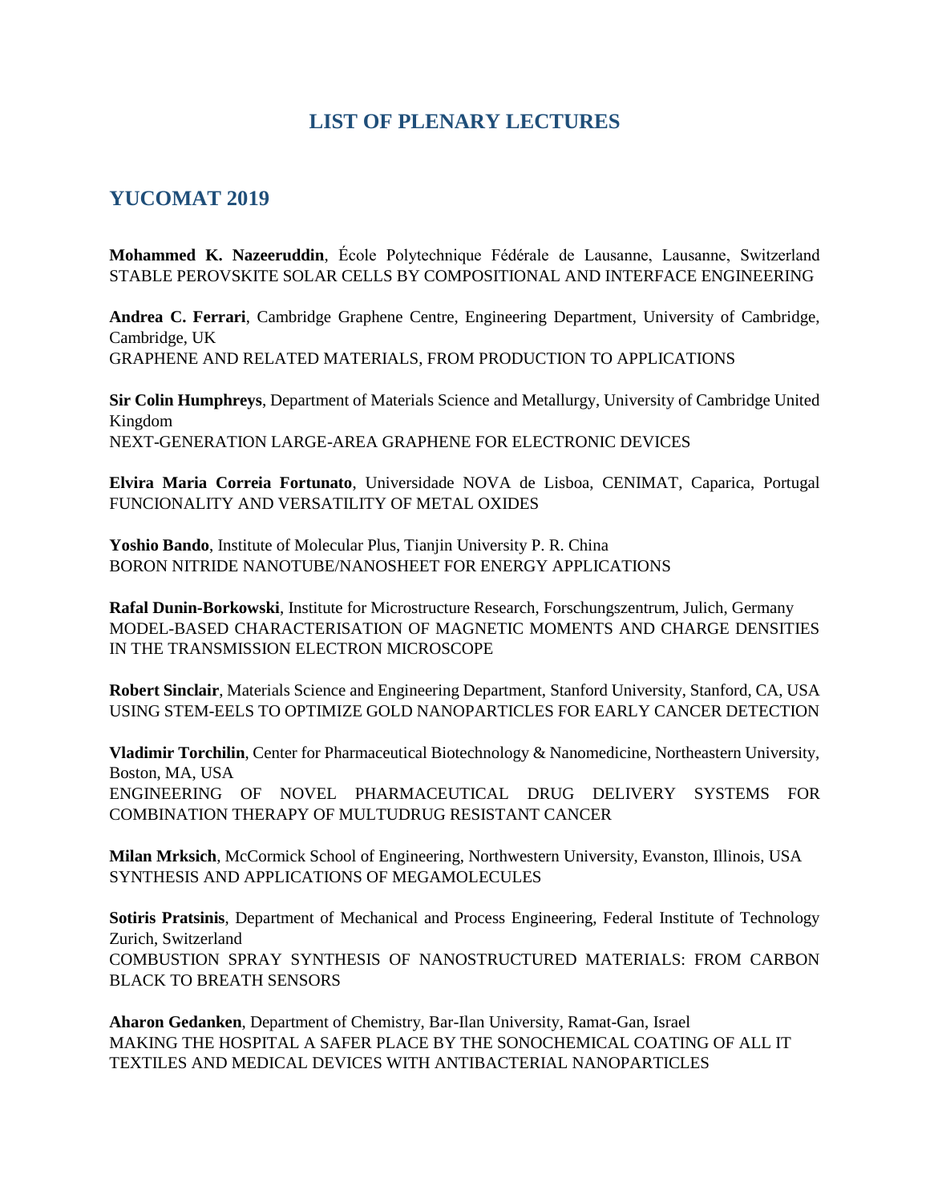# LIST OF PLENARY LECTURES

## YUCOMAT 2019

**Mohammed K. Nazeeruddin**, École Polytechnique Fédérale de Lausanne, Lausanne, Switzerland
STABLE PEROVSKITE SOLAR CELLS BY COMPOSITIONAL AND INTERFACE ENGINEERING

**Andrea C. Ferrari**, Cambridge Graphene Centre, Engineering Department, University of Cambridge, Cambridge, UK
GRAPHENE AND RELATED MATERIALS, FROM PRODUCTION TO APPLICATIONS

**Sir Colin Humphreys**, Department of Materials Science and Metallurgy, University of Cambridge United Kingdom
NEXT-GENERATION LARGE-AREA GRAPHENE FOR ELECTRONIC DEVICES

**Elvira Maria Correia Fortunato**, Universidade NOVA de Lisboa, CENIMAT, Caparica, Portugal
FUNCIONALITY AND VERSATILITY OF METAL OXIDES

**Yoshio Bando**, Institute of Molecular Plus, Tianjin University P. R. China
BORON NITRIDE NANOTUBE/NANOSHEET FOR ENERGY APPLICATIONS

**Rafal Dunin-Borkowski**, Institute for Microstructure Research, Forschungszentrum, Julich, Germany
MODEL-BASED CHARACTERISATION OF MAGNETIC MOMENTS AND CHARGE DENSITIES IN THE TRANSMISSION ELECTRON MICROSCOPE

**Robert Sinclair**, Materials Science and Engineering Department, Stanford University, Stanford, CA, USA
USING STEM-EELS TO OPTIMIZE GOLD NANOPARTICLES FOR EARLY CANCER DETECTION

**Vladimir Torchilin**, Center for Pharmaceutical Biotechnology & Nanomedicine, Northeastern University, Boston, MA, USA
ENGINEERING OF NOVEL PHARMACEUTICAL DRUG DELIVERY SYSTEMS FOR COMBINATION THERAPY OF MULTUDRUG RESISTANT CANCER

**Milan Mrksich**, McCormick School of Engineering, Northwestern University, Evanston, Illinois, USA
SYNTHESIS AND APPLICATIONS OF MEGAMOLECULES

**Sotiris Pratsinis**, Department of Mechanical and Process Engineering, Federal Institute of Technology Zurich, Switzerland
COMBUSTION SPRAY SYNTHESIS OF NANOSTRUCTURED MATERIALS: FROM CARBON BLACK TO BREATH SENSORS

**Aharon Gedanken**, Department of Chemistry, Bar-Ilan University, Ramat-Gan, Israel
MAKING THE HOSPITAL A SAFER PLACE BY THE SONOCHEMICAL COATING OF ALL IT TEXTILES AND MEDICAL DEVICES WITH ANTIBACTERIAL NANOPARTICLES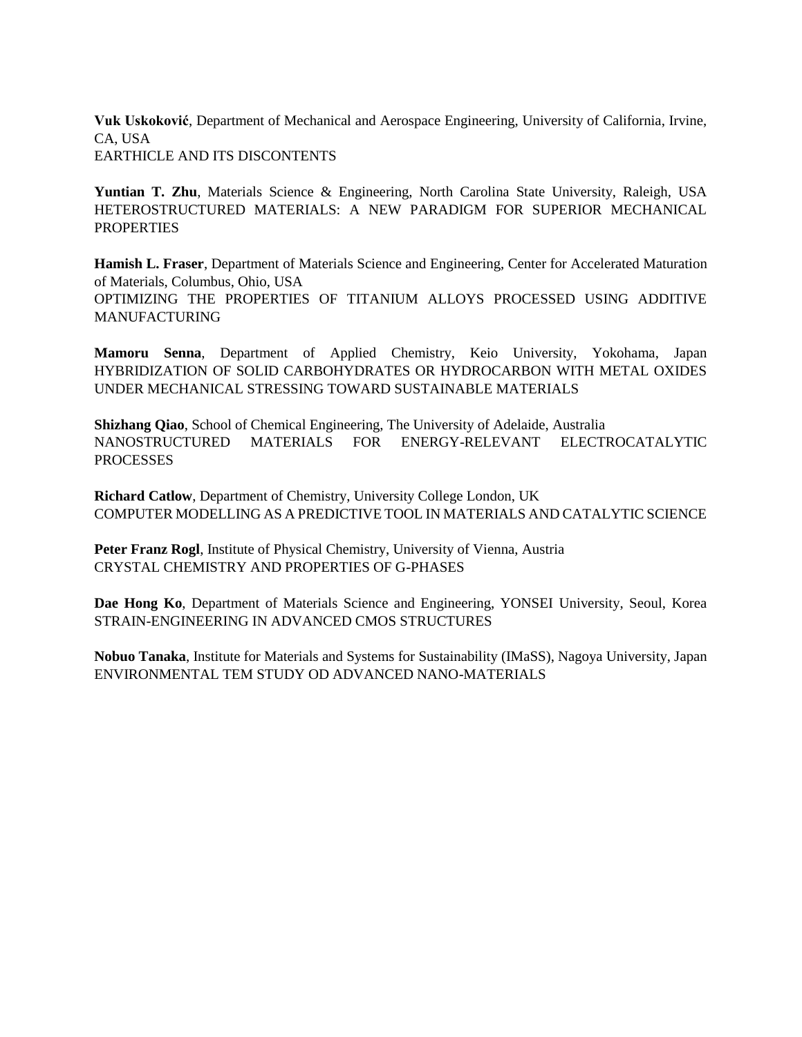**Vuk Uskoković**, Department of Mechanical and Aerospace Engineering, University of California, Irvine, CA, USA
EARTHICLE AND ITS DISCONTENTS

**Yuntian T. Zhu**, Materials Science & Engineering, North Carolina State University, Raleigh, USA
HETEROSTRUCTURED MATERIALS: A NEW PARADIGM FOR SUPERIOR MECHANICAL PROPERTIES

**Hamish L. Fraser**, Department of Materials Science and Engineering, Center for Accelerated Maturation of Materials, Columbus, Ohio, USA
OPTIMIZING THE PROPERTIES OF TITANIUM ALLOYS PROCESSED USING ADDITIVE MANUFACTURING

**Mamoru Senna**, Department of Applied Chemistry, Keio University, Yokohama, Japan
HYBRIDIZATION OF SOLID CARBOHYDRATES OR HYDROCARBON WITH METAL OXIDES UNDER MECHANICAL STRESSING TOWARD SUSTAINABLE MATERIALS

**Shizhang Qiao**, School of Chemical Engineering, The University of Adelaide, Australia
NANOSTRUCTURED MATERIALS FOR ENERGY-RELEVANT ELECTROCATALYTIC PROCESSES

**Richard Catlow**, Department of Chemistry, University College London, UK
COMPUTER MODELLING AS A PREDICTIVE TOOL IN MATERIALS AND CATALYTIC SCIENCE

**Peter Franz Rogl**, Institute of Physical Chemistry, University of Vienna, Austria
CRYSTAL CHEMISTRY AND PROPERTIES OF G-PHASES

**Dae Hong Ko**, Department of Materials Science and Engineering, YONSEI University, Seoul, Korea
STRAIN-ENGINEERING IN ADVANCED CMOS STRUCTURES

**Nobuo Tanaka**, Institute for Materials and Systems for Sustainability (IMaSS), Nagoya University, Japan
ENVIRONMENTAL TEM STUDY OD ADVANCED NANO-MATERIALS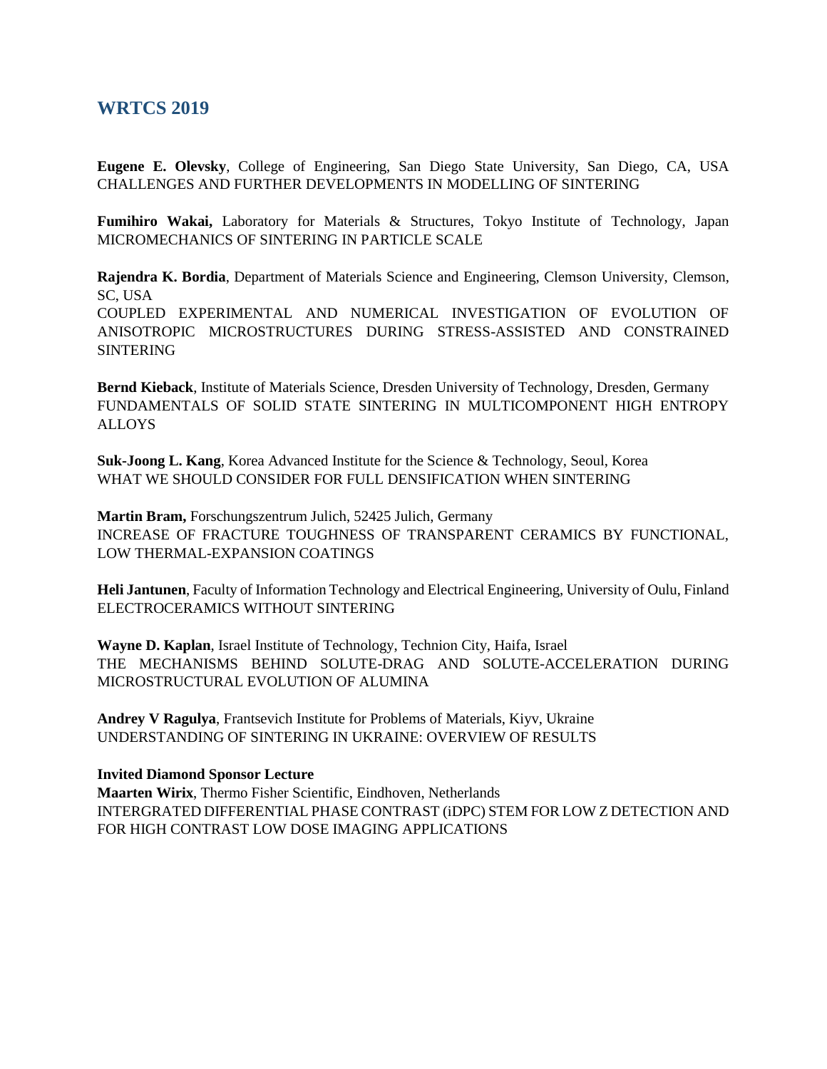## WRTCS 2019

**Eugene E. Olevsky**, College of Engineering, San Diego State University, San Diego, CA, USA
CHALLENGES AND FURTHER DEVELOPMENTS IN MODELLING OF SINTERING

**Fumihiro Wakai,** Laboratory for Materials & Structures, Tokyo Institute of Technology, Japan
MICROMECHANICS OF SINTERING IN PARTICLE SCALE

**Rajendra K. Bordia**, Department of Materials Science and Engineering, Clemson University, Clemson, SC, USA
COUPLED EXPERIMENTAL AND NUMERICAL INVESTIGATION OF EVOLUTION OF ANISOTROPIC MICROSTRUCTURES DURING STRESS-ASSISTED AND CONSTRAINED SINTERING

**Bernd Kieback**, Institute of Materials Science, Dresden University of Technology, Dresden, Germany
FUNDAMENTALS OF SOLID STATE SINTERING IN MULTICOMPONENT HIGH ENTROPY ALLOYS

**Suk-Joong L. Kang**, Korea Advanced Institute for the Science & Technology, Seoul, Korea
WHAT WE SHOULD CONSIDER FOR FULL DENSIFICATION WHEN SINTERING

**Martin Bram,** Forschungszentrum Julich, 52425 Julich, Germany
INCREASE OF FRACTURE TOUGHNESS OF TRANSPARENT CERAMICS BY FUNCTIONAL, LOW THERMAL-EXPANSION COATINGS

**Heli Jantunen**, Faculty of Information Technology and Electrical Engineering, University of Oulu, Finland
ELECTROCERAMICS WITHOUT SINTERING

**Wayne D. Kaplan**, Israel Institute of Technology, Technion City, Haifa, Israel
THE MECHANISMS BEHIND SOLUTE-DRAG AND SOLUTE-ACCELERATION DURING MICROSTRUCTURAL EVOLUTION OF ALUMINA

**Andrey V Ragulya**, Frantsevich Institute for Problems of Materials, Kiyv, Ukraine
UNDERSTANDING OF SINTERING IN UKRAINE: OVERVIEW OF RESULTS

**Invited Diamond Sponsor Lecture**
**Maarten Wirix**, Thermo Fisher Scientific, Eindhoven, Netherlands
INTERGRATED DIFFERENTIAL PHASE CONTRAST (iDPC) STEM FOR LOW Z DETECTION AND FOR HIGH CONTRAST LOW DOSE IMAGING APPLICATIONS